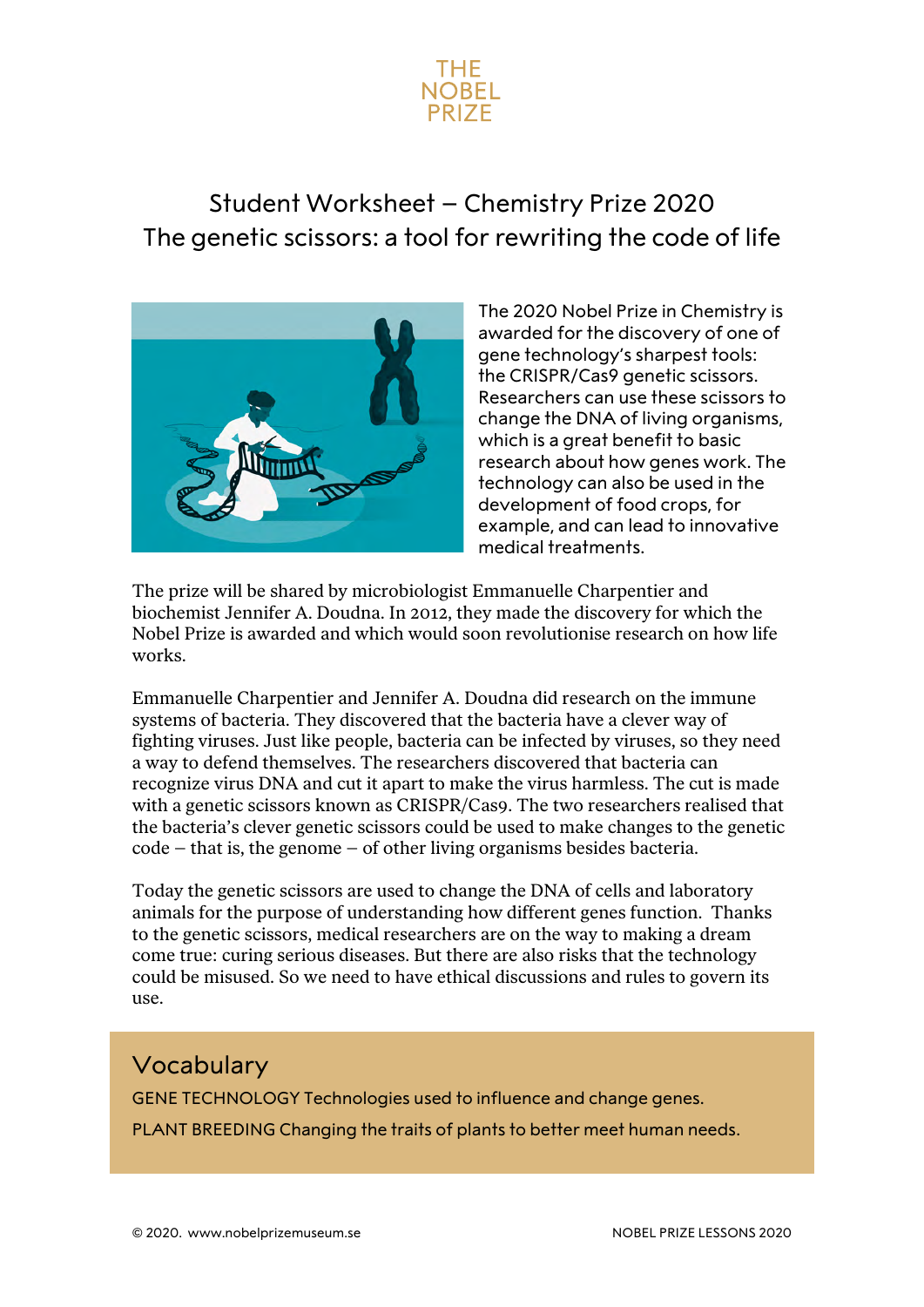THE NOBEL PRIZE

# Student Worksheet – Chemistry Prize 2020
## The genetic scissors: a tool for rewriting the code of life

The 2020 Nobel Prize in Chemistry is awarded for the discovery of one of gene technology's sharpest tools: the CRISPR/Cas9 genetic scissors. Researchers can use these scissors to change the DNA of living organisms, which is a great benefit to basic research about how genes work. The technology can also be used in the development of food crops, for example, and can lead to innovative medical treatments.

The prize will be shared by microbiologist Emmanuelle Charpentier and biochemist Jennifer A. Doudna. In 2012, they made the discovery for which the Nobel Prize is awarded and which would soon revolutionise research on how life works.

Emmanuelle Charpentier and Jennifer A. Doudna did research on the immune systems of bacteria. They discovered that the bacteria have a clever way of fighting viruses. Just like people, bacteria can be infected by viruses, so they need a way to defend themselves. The researchers discovered that bacteria can recognize virus DNA and cut it apart to make the virus harmless. The cut is made with a genetic scissors known as CRISPR/Cas9. The two researchers realised that the bacteria's clever genetic scissors could be used to make changes to the genetic code – that is, the genome – of other living organisms besides bacteria.

Today the genetic scissors are used to change the DNA of cells and laboratory animals for the purpose of understanding how different genes function. Thanks to the genetic scissors, medical researchers are on the way to making a dream come true: curing serious diseases. But there are also risks that the technology could be misused. So we need to have ethical discussions and rules to govern its use.

## Vocabulary

GENE TECHNOLOGY Technologies used to influence and change genes.

PLANT BREEDING Changing the traits of plants to better meet human needs.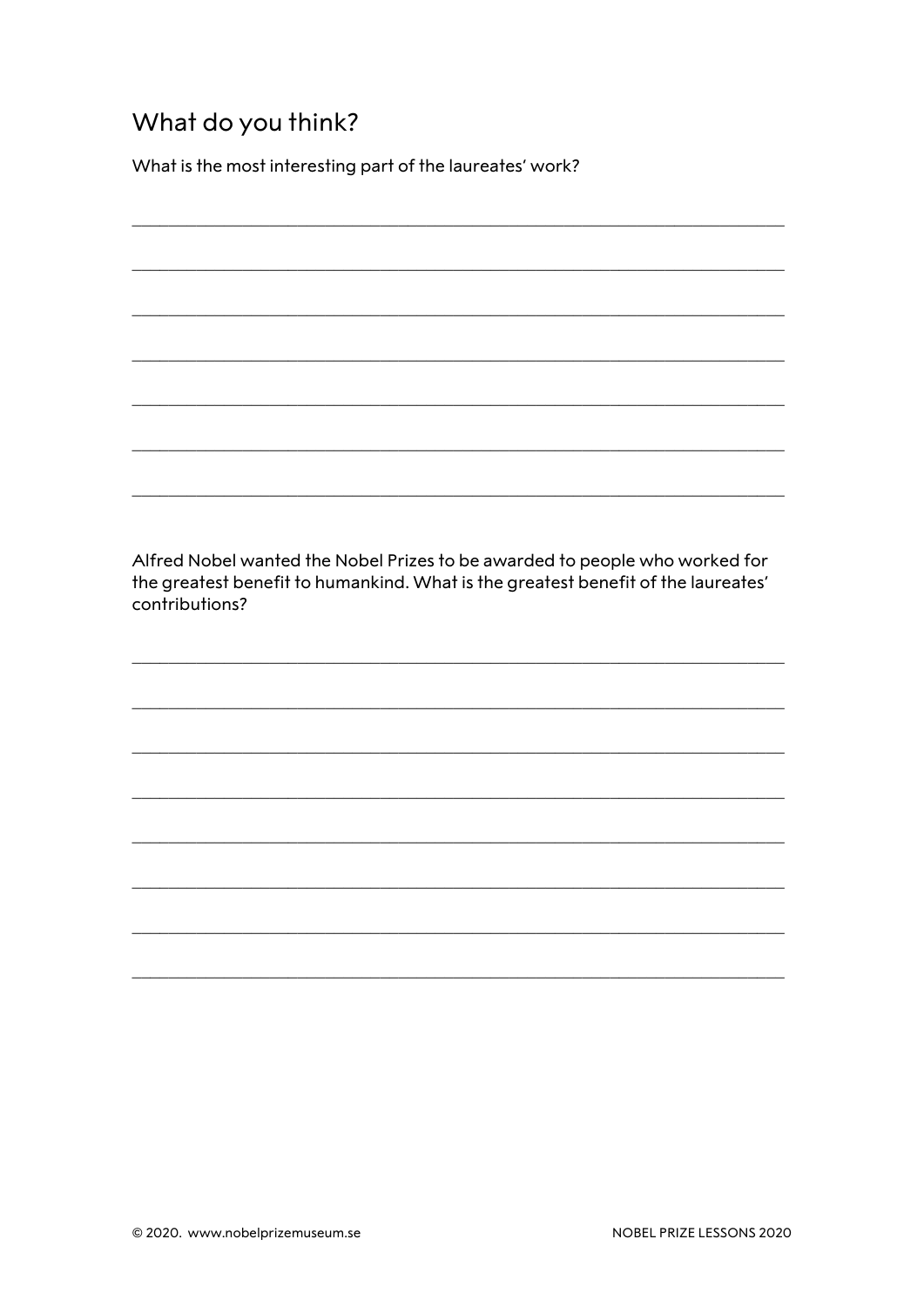## What do you think?

What is the most interesting part of the laureates' work?

Alfred Nobel wanted the Nobel Prizes to be awarded to people who worked for the greatest benefit to humankind. What is the greatest benefit of the laureates' contributions?